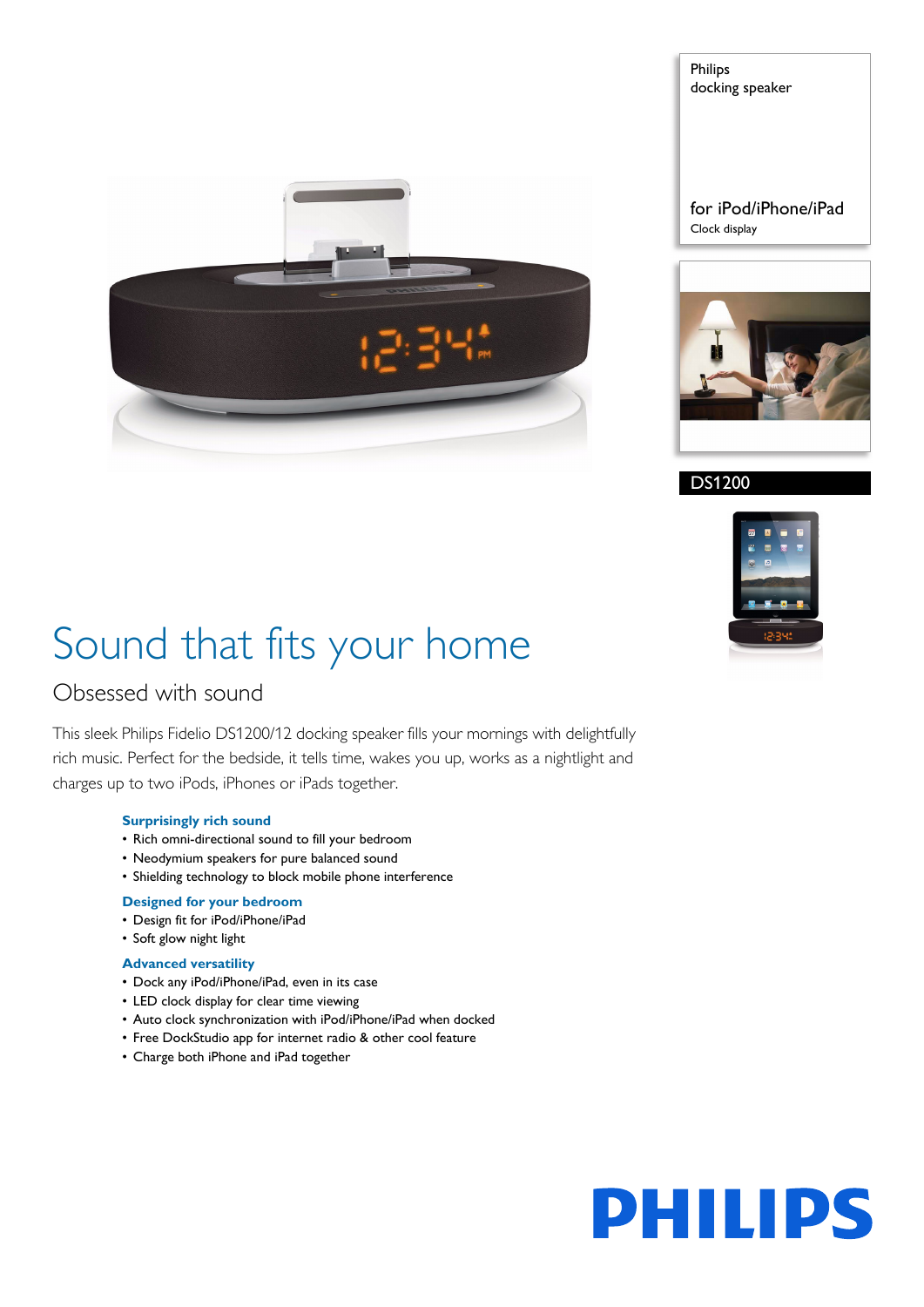Philips
docking speaker

for iPod/iPhone/iPad
Clock display

DS1200

# Sound that fits your home

## Obsessed with sound

This sleek Philips Fidelio DS1200/12 docking speaker fills your mornings with delightfully rich music. Perfect for the bedside, it tells time, wakes you up, works as a nightlight and charges up to two iPods, iPhones or iPads together.

### Surprisingly rich sound

- Rich omni-directional sound to fill your bedroom
- Neodymium speakers for pure balanced sound
- Shielding technology to block mobile phone interference

### Designed for your bedroom

- Design fit for iPod/iPhone/iPad
- Soft glow night light

### Advanced versatility

- Dock any iPod/iPhone/iPad, even in its case
- LED clock display for clear time viewing
- Auto clock synchronization with iPod/iPhone/iPad when docked
- Free DockStudio app for internet radio & other cool feature
- Charge both iPhone and iPad together

PHILIPS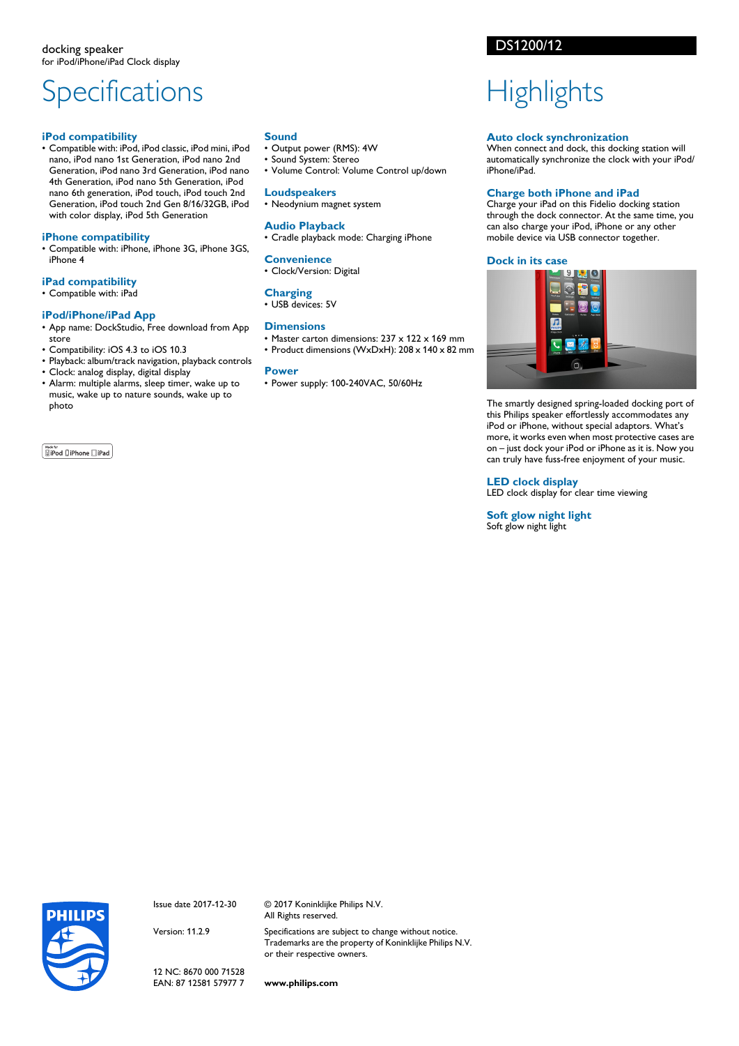docking speaker
for iPod/iPhone/iPad Clock display

DS1200/12

# Specifications

### iPod compatibility
- Compatible with: iPod, iPod classic, iPod mini, iPod nano, iPod nano 1st Generation, iPod nano 2nd Generation, iPod nano 3rd Generation, iPod nano 4th Generation, iPod nano 5th Generation, iPod nano 6th generation, iPod touch, iPod touch 2nd Generation, iPod touch 2nd Gen 8/16/32GB, iPod with color display, iPod 5th Generation

### iPhone compatibility
- Compatible with: iPhone, iPhone 3G, iPhone 3GS, iPhone 4

### iPad compatibility
- Compatible with: iPad

### iPod/iPhone/iPad App
- App name: DockStudio, Free download from App store
- Compatibility: iOS 4.3 to iOS 10.3
- Playback: album/track navigation, playback controls
- Clock: analog display, digital display
- Alarm: multiple alarms, sleep timer, wake up to music, wake up to nature sounds, wake up to photo

Made for iPod iPhone iPad

### Sound
- Output power (RMS): 4W
- Sound System: Stereo
- Volume Control: Volume Control up/down

### Loudspeakers
- Neodymium magnet system

### Audio Playback
- Cradle playback mode: Charging iPhone

### Convenience
- Clock/Version: Digital

### Charging
- USB devices: 5V

### Dimensions
- Master carton dimensions: 237 x 122 x 169 mm
- Product dimensions (WxDxH): 208 x 140 x 82 mm

### Power
- Power supply: 100-240VAC, 50/60Hz

# Highlights

### Auto clock synchronization
When connect and dock, this docking station will automatically synchronize the clock with your iPod/ iPhone/iPad.

### Charge both iPhone and iPad
Charge your iPad on this Fidelio docking station through the dock connector. At the same time, you can also charge your iPod, iPhone or any other mobile device via USB connector together.

### Dock in its case
The smartly designed spring-loaded docking port of this Philips speaker effortlessly accommodates any iPod or iPhone, without special adaptors. What's more, it works even when most protective cases are on – just dock your iPod or iPhone as it is. Now you can truly have fuss-free enjoyment of your music.

### LED clock display
LED clock display for clear time viewing

### Soft glow night light
Soft glow night light

Issue date 2017-12-30

Version: 11.2.9

12 NC: 8670 000 71528
EAN: 87 12581 57977 7

© 2017 Koninklijke Philips N.V.
All Rights reserved.

Specifications are subject to change without notice. Trademarks are the property of Koninklijke Philips N.V. or their respective owners.

**www.philips.com**